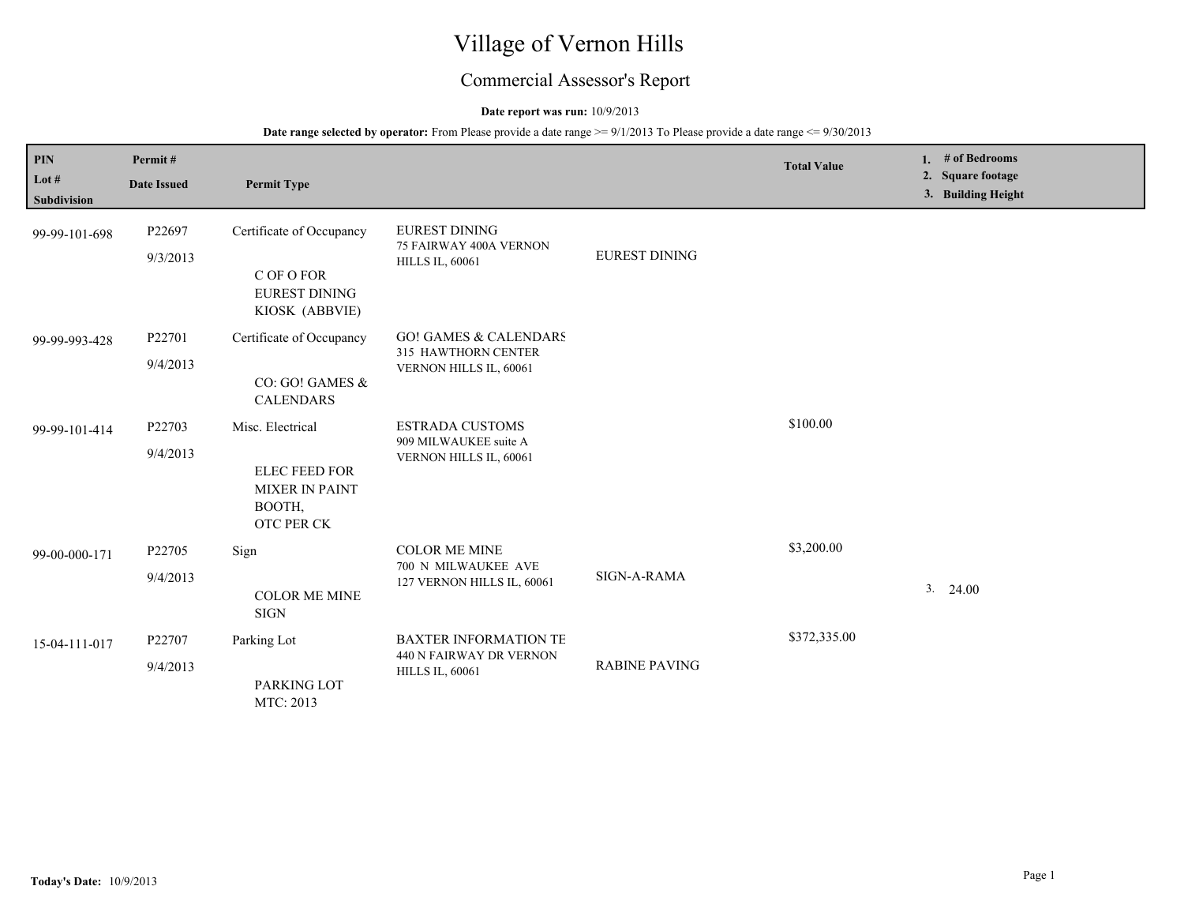# Village of Vernon Hills

## Commercial Assessor's Report

**Date report was run:** 10/9/2013

**Date range selected by operator:** From Please provide a date range >= 9/1/2013 To Please provide a date range <= 9/30/2013

| PIN<br>Lot #<br>Subdivision | Permit #<br>Date Issued | Permit Type | | | Total Value | 1. # of Bedrooms<br>2. Square footage<br>3. Building Height |
|---|---|---|---|---|---|---|
| 99-99-101-698 | P22697<br>9/3/2013 | Certificate of Occupancy<br>C OF O FOR EUREST DINING KIOSK (ABBVIE) | EUREST DINING<br>75 FAIRWAY 400A VERNON HILLS IL, 60061 | EUREST DINING | | |
| 99-99-993-428 | P22701<br>9/4/2013 | Certificate of Occupancy<br>CO: GO! GAMES & CALENDARS | GO! GAMES & CALENDARS<br>315 HAWTHORN CENTER VERNON HILLS IL, 60061 | | | |
| 99-99-101-414 | P22703<br>9/4/2013 | Misc. Electrical<br>ELEC FEED FOR MIXER IN PAINT BOOTH, OTC PER CK | ESTRADA CUSTOMS<br>909 MILWAUKEE suite A VERNON HILLS IL, 60061 | | $100.00 | |
| 99-00-000-171 | P22705<br>9/4/2013 | Sign<br>COLOR ME MINE SIGN | COLOR ME MINE<br>700 N MILWAUKEE AVE 127 VERNON HILLS IL, 60061 | SIGN-A-RAMA | $3,200.00 | 3. 24.00 |
| 15-04-111-017 | P22707<br>9/4/2013 | Parking Lot<br>PARKING LOT MTC: 2013 | BAXTER INFORMATION TE<br>440 N FAIRWAY DR VERNON HILLS IL, 60061 | RABINE PAVING | $372,335.00 | |

**Today's Date:** 10/9/2013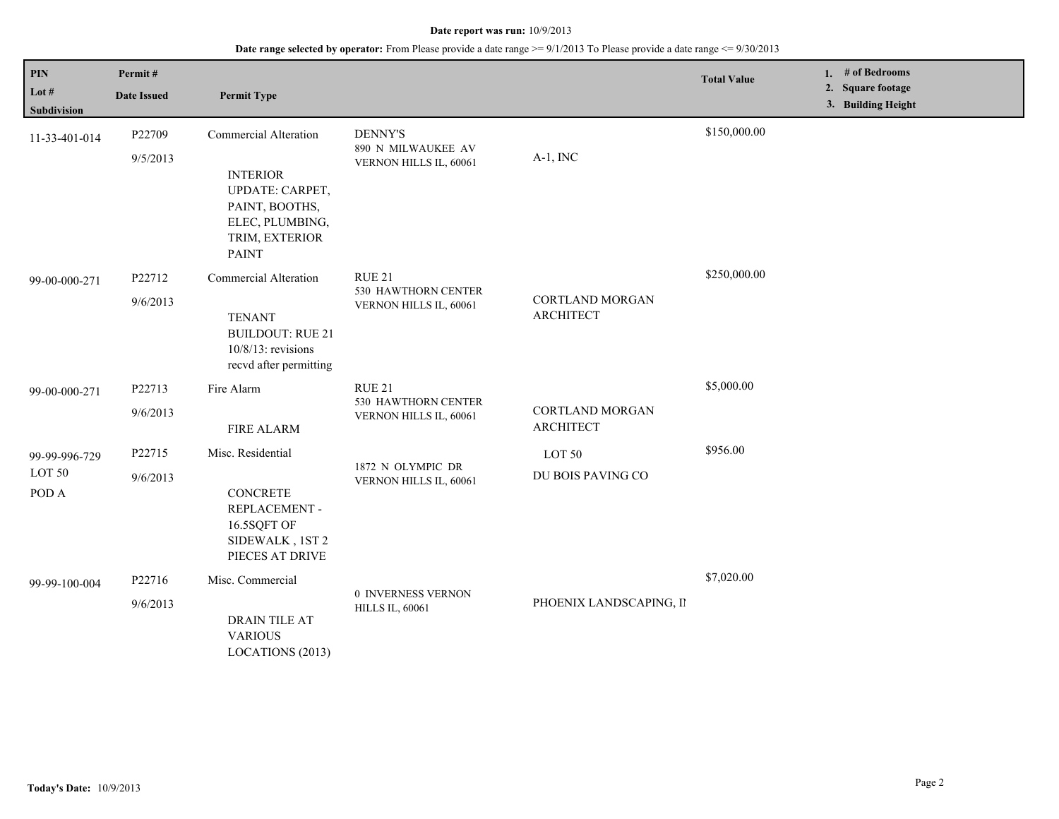**Date report was run:** 10/9/2013

**Date range selected by operator:** From Please provide a date range >= 9/1/2013 To Please provide a date range <= 9/30/2013

| PIN<br>Lot #<br>Subdivision | Permit #<br>Date Issued | Permit Type | | | Total Value | 1. # of Bedrooms<br>2. Square footage<br>3. Building Height |
|---|---|---|---|---|---|---|
| 11-33-401-014 | P22709<br>9/5/2013 | Commercial Alteration<br><br>INTERIOR UPDATE: CARPET, PAINT, BOOTHS, ELEC, PLUMBING, TRIM, EXTERIOR PAINT | DENNY'S<br>890 N MILWAUKEE AV<br>VERNON HILLS IL, 60061 | A-1, INC | $150,000.00 | |
| 99-00-000-271 | P22712<br>9/6/2013 | Commercial Alteration<br><br>TENANT BUILDOUT: RUE 21 10/8/13: revisions recvd after permitting | RUE 21<br>530 HAWTHORN CENTER<br>VERNON HILLS IL, 60061 | CORTLAND MORGAN ARCHITECT | $250,000.00 | |
| 99-00-000-271 | P22713<br>9/6/2013 | Fire Alarm<br><br>FIRE ALARM | RUE 21<br>530 HAWTHORN CENTER<br>VERNON HILLS IL, 60061 | CORTLAND MORGAN ARCHITECT | $5,000.00 | |
| 99-99-996-729<br>LOT 50<br>POD A | P22715<br>9/6/2013 | Misc. Residential<br><br>CONCRETE REPLACEMENT - 16.5SQFT OF SIDEWALK , 1ST 2 PIECES AT DRIVE | 1872 N OLYMPIC DR<br>VERNON HILLS IL, 60061 | LOT 50<br>DU BOIS PAVING CO | $956.00 | |
| 99-99-100-004 | P22716<br>9/6/2013 | Misc. Commercial<br><br>DRAIN TILE AT VARIOUS LOCATIONS (2013) | 0 INVERNESS VERNON HILLS IL, 60061 | PHOENIX LANDSCAPING, I | $7,020.00 | |

**Today's Date:** 10/9/2013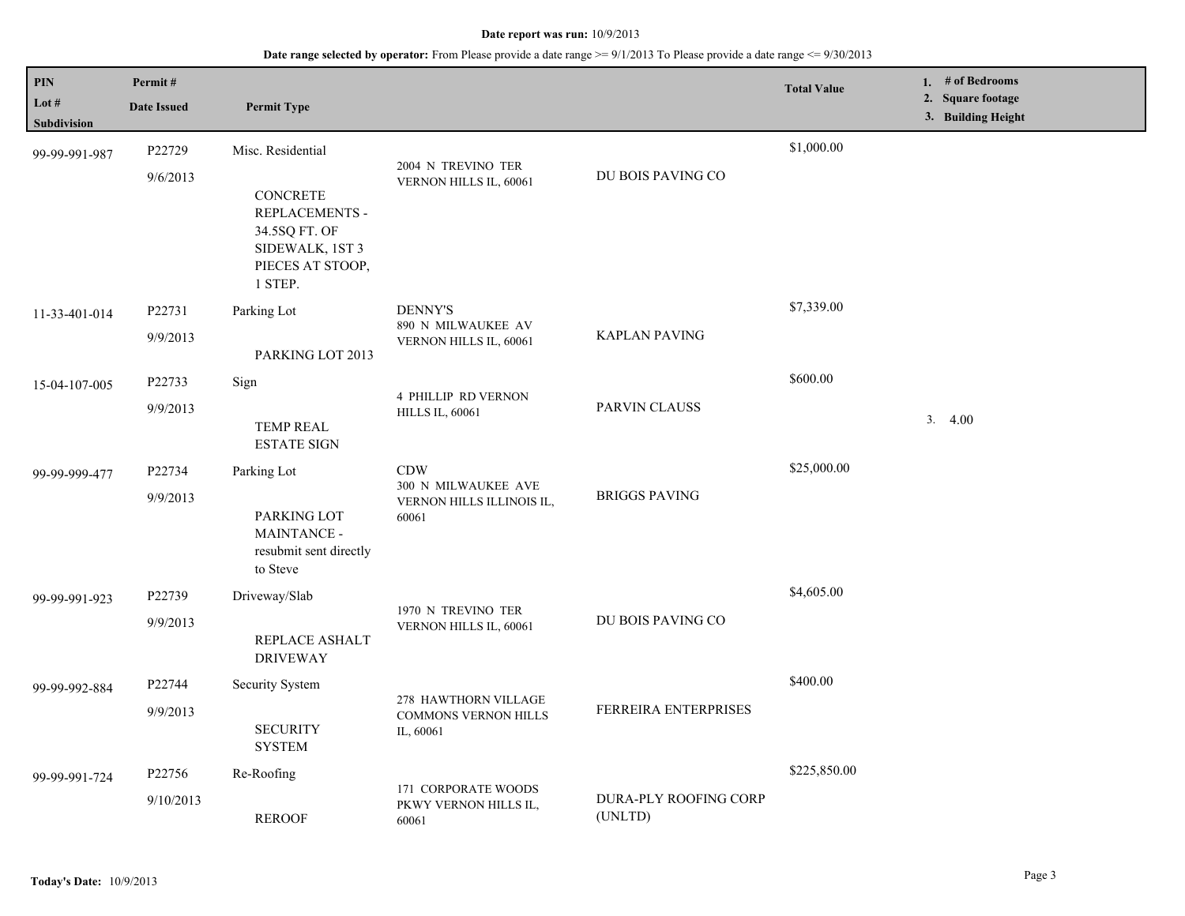**Date report was run:** 10/9/2013

**Date range selected by operator:** From Please provide a date range >= 9/1/2013 To Please provide a date range <= 9/30/2013

| PIN / Lot # / Subdivision | Permit # / Date Issued | Permit Type | | | Total Value | 1. # of Bedrooms 2. Square footage 3. Building Height |
|---|---|---|---|---|---|---|
| 99-99-991-987 | P22729 9/6/2013 | Misc. Residential — CONCRETE REPLACEMENTS - 34.5SQ FT. OF SIDEWALK, 1ST 3 PIECES AT STOOP, 1 STEP. | 2004 N TREVINO TER VERNON HILLS IL, 60061 | DU BOIS PAVING CO | $1,000.00 | |
| 11-33-401-014 | P22731 9/9/2013 | Parking Lot — PARKING LOT 2013 | DENNY'S 890 N MILWAUKEE AV VERNON HILLS IL, 60061 | KAPLAN PAVING | $7,339.00 | |
| 15-04-107-005 | P22733 9/9/2013 | Sign — TEMP REAL ESTATE SIGN | 4 PHILLIP RD VERNON HILLS IL, 60061 | PARVIN CLAUSS | $600.00 | 3. 4.00 |
| 99-99-999-477 | P22734 9/9/2013 | Parking Lot — PARKING LOT MAINTANCE - resubmit sent directly to Steve | CDW 300 N MILWAUKEE AVE VERNON HILLS ILLINOIS IL, 60061 | BRIGGS PAVING | $25,000.00 | |
| 99-99-991-923 | P22739 9/9/2013 | Driveway/Slab — REPLACE ASHALT DRIVEWAY | 1970 N TREVINO TER VERNON HILLS IL, 60061 | DU BOIS PAVING CO | $4,605.00 | |
| 99-99-992-884 | P22744 9/9/2013 | Security System — SECURITY SYSTEM | 278 HAWTHORN VILLAGE COMMONS VERNON HILLS IL, 60061 | FERREIRA ENTERPRISES | $400.00 | |
| 99-99-991-724 | P22756 9/10/2013 | Re-Roofing — REROOF | 171 CORPORATE WOODS PKWY VERNON HILLS IL, 60061 | DURA-PLY ROOFING CORP (UNLTD) | $225,850.00 | |

**Today's Date:** 10/9/2013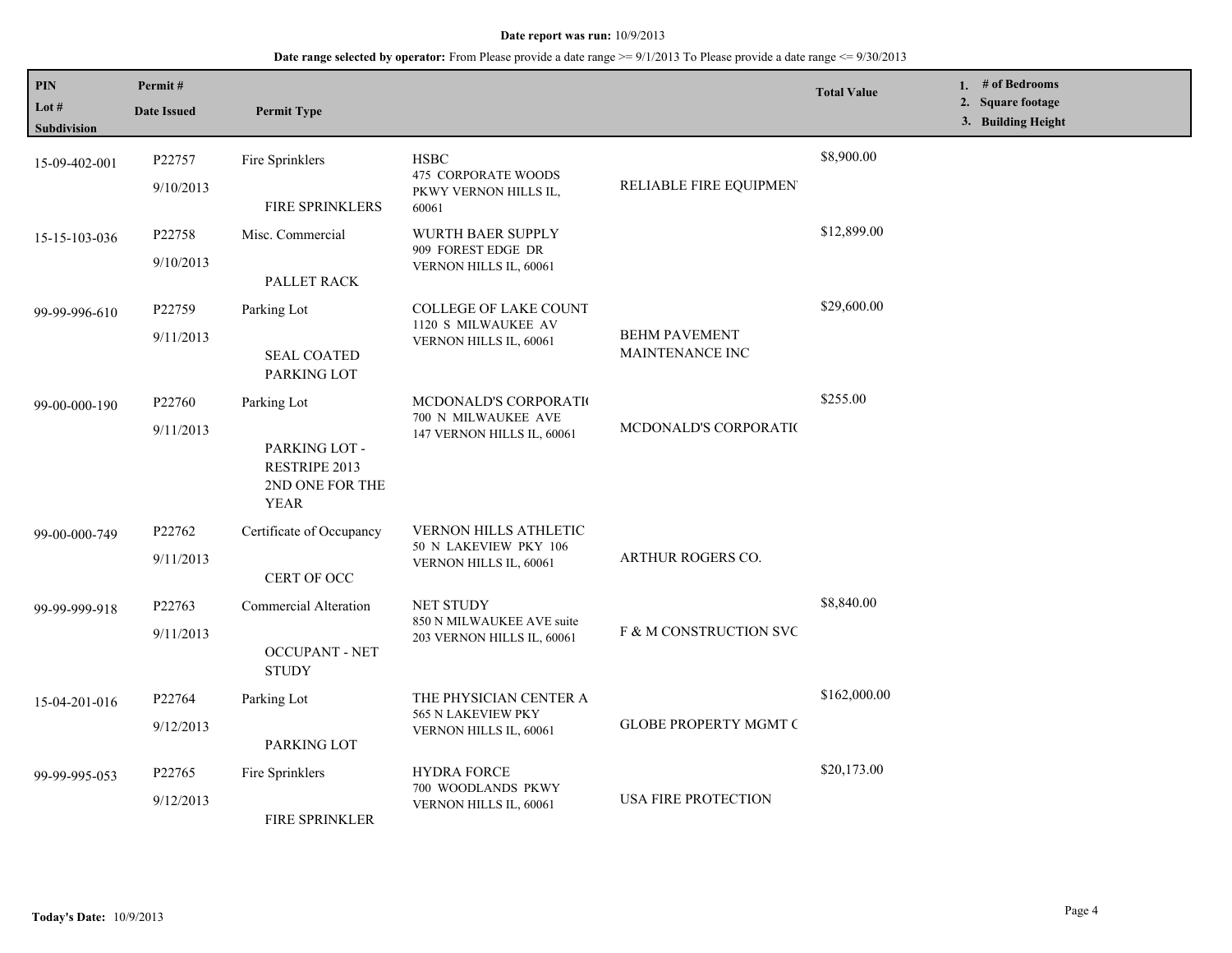**Date report was run:** 10/9/2013

**Date range selected by operator:** From Please provide a date range >= 9/1/2013 To Please provide a date range <= 9/30/2013

| PIN / Lot # / Subdivision | Permit # / Date Issued | Permit Type | | | Total Value | 1. # of Bedrooms 2. Square footage 3. Building Height |
|---|---|---|---|---|---|---|
| 15-09-402-001 | P22757 9/10/2013 | Fire Sprinklers FIRE SPRINKLERS | HSBC 475 CORPORATE WOODS PKWY VERNON HILLS IL, 60061 | RELIABLE FIRE EQUIPMEN | $8,900.00 | |
| 15-15-103-036 | P22758 9/10/2013 | Misc. Commercial PALLET RACK | WURTH BAER SUPPLY 909 FOREST EDGE DR VERNON HILLS IL, 60061 | | $12,899.00 | |
| 99-99-996-610 | P22759 9/11/2013 | Parking Lot SEAL COATED PARKING LOT | COLLEGE OF LAKE COUNT 1120 S MILWAUKEE AV VERNON HILLS IL, 60061 | BEHM PAVEMENT MAINTENANCE INC | $29,600.00 | |
| 99-00-000-190 | P22760 9/11/2013 | Parking Lot PARKING LOT - RESTRIPE 2013 2ND ONE FOR THE YEAR | MCDONALD'S CORPORATI( 700 N MILWAUKEE AVE 147 VERNON HILLS IL, 60061 | MCDONALD'S CORPORATI( | $255.00 | |
| 99-00-000-749 | P22762 9/11/2013 | Certificate of Occupancy CERT OF OCC | VERNON HILLS ATHLETIC 50 N LAKEVIEW PKY 106 VERNON HILLS IL, 60061 | ARTHUR ROGERS CO. | | |
| 99-99-999-918 | P22763 9/11/2013 | Commercial Alteration OCCUPANT - NET STUDY | NET STUDY 850 N MILWAUKEE AVE suite 203 VERNON HILLS IL, 60061 | F & M CONSTRUCTION SVC | $8,840.00 | |
| 15-04-201-016 | P22764 9/12/2013 | Parking Lot PARKING LOT | THE PHYSICIAN CENTER A 565 N LAKEVIEW PKY VERNON HILLS IL, 60061 | GLOBE PROPERTY MGMT ( | $162,000.00 | |
| 99-99-995-053 | P22765 9/12/2013 | Fire Sprinklers FIRE SPRINKLER | HYDRA FORCE 700 WOODLANDS PKWY VERNON HILLS IL, 60061 | USA FIRE PROTECTION | $20,173.00 | |

**Today's Date:** 10/9/2013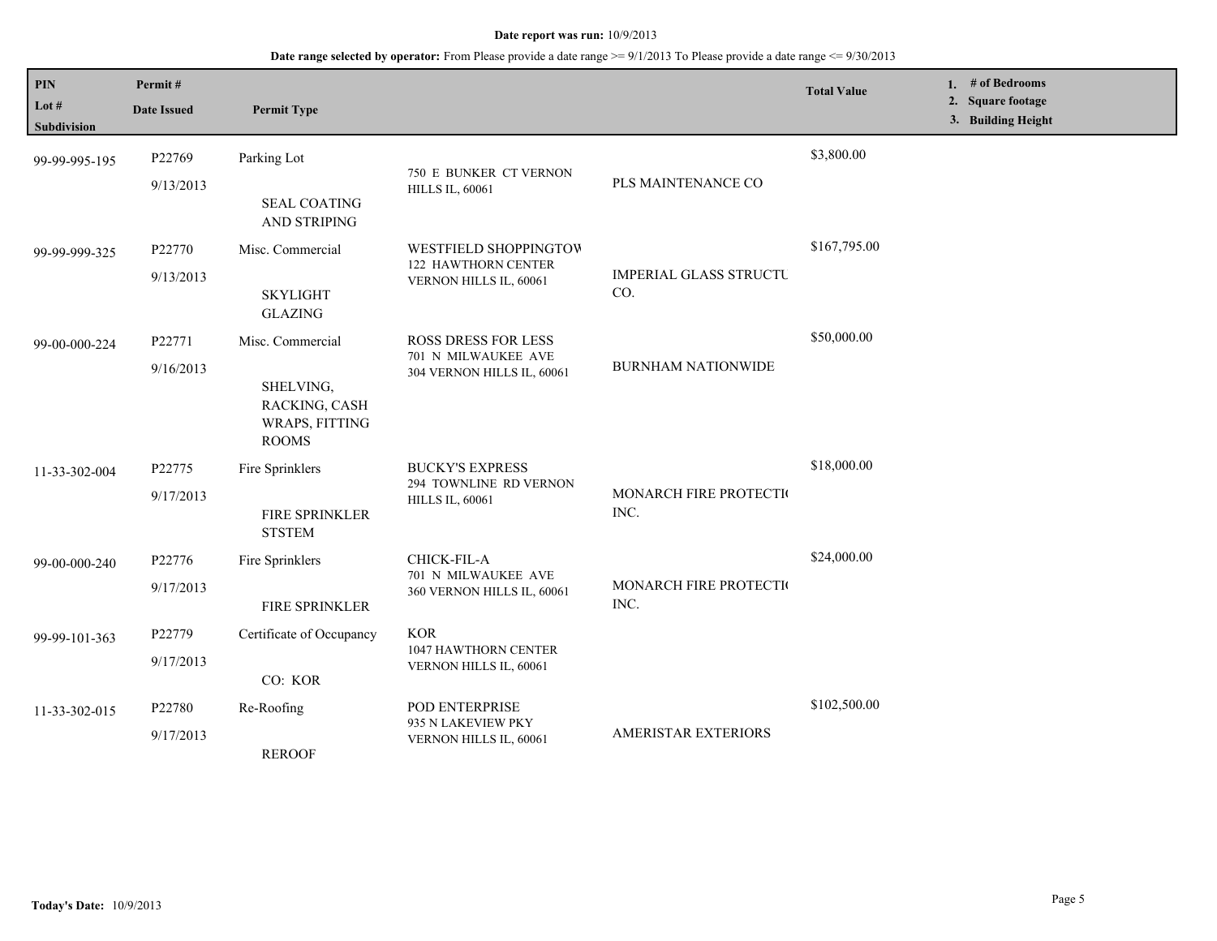**Date report was run:** 10/9/2013

**Date range selected by operator:** From Please provide a date range >= 9/1/2013 To Please provide a date range <= 9/30/2013

| PIN / Lot # / Subdivision | Permit # / Date Issued | Permit Type | | | Total Value | 1. # of Bedrooms 2. Square footage 3. Building Height |
|---|---|---|---|---|---|---|
| 99-99-995-195 | P22769 9/13/2013 | Parking Lot SEAL COATING AND STRIPING | 750 E BUNKER CT VERNON HILLS IL, 60061 | PLS MAINTENANCE CO | $3,800.00 | |
| 99-99-999-325 | P22770 9/13/2013 | Misc. Commercial SKYLIGHT GLAZING | WESTFIELD SHOPPINGTOW 122 HAWTHORN CENTER VERNON HILLS IL, 60061 | IMPERIAL GLASS STRUCTU CO. | $167,795.00 | |
| 99-00-000-224 | P22771 9/16/2013 | Misc. Commercial SHELVING, RACKING, CASH WRAPS, FITTING ROOMS | ROSS DRESS FOR LESS 701 N MILWAUKEE AVE 304 VERNON HILLS IL, 60061 | BURNHAM NATIONWIDE | $50,000.00 | |
| 11-33-302-004 | P22775 9/17/2013 | Fire Sprinklers FIRE SPRINKLER STSTEM | BUCKY'S EXPRESS 294 TOWNLINE RD VERNON HILLS IL, 60061 | MONARCH FIRE PROTECTI INC. | $18,000.00 | |
| 99-00-000-240 | P22776 9/17/2013 | Fire Sprinklers FIRE SPRINKLER | CHICK-FIL-A 701 N MILWAUKEE AVE 360 VERNON HILLS IL, 60061 | MONARCH FIRE PROTECTI INC. | $24,000.00 | |
| 99-99-101-363 | P22779 9/17/2013 | Certificate of Occupancy CO: KOR | KOR 1047 HAWTHORN CENTER VERNON HILLS IL, 60061 | | | |
| 11-33-302-015 | P22780 9/17/2013 | Re-Roofing REROOF | POD ENTERPRISE 935 N LAKEVIEW PKY VERNON HILLS IL, 60061 | AMERISTAR EXTERIORS | $102,500.00 | |

**Today's Date:** 10/9/2013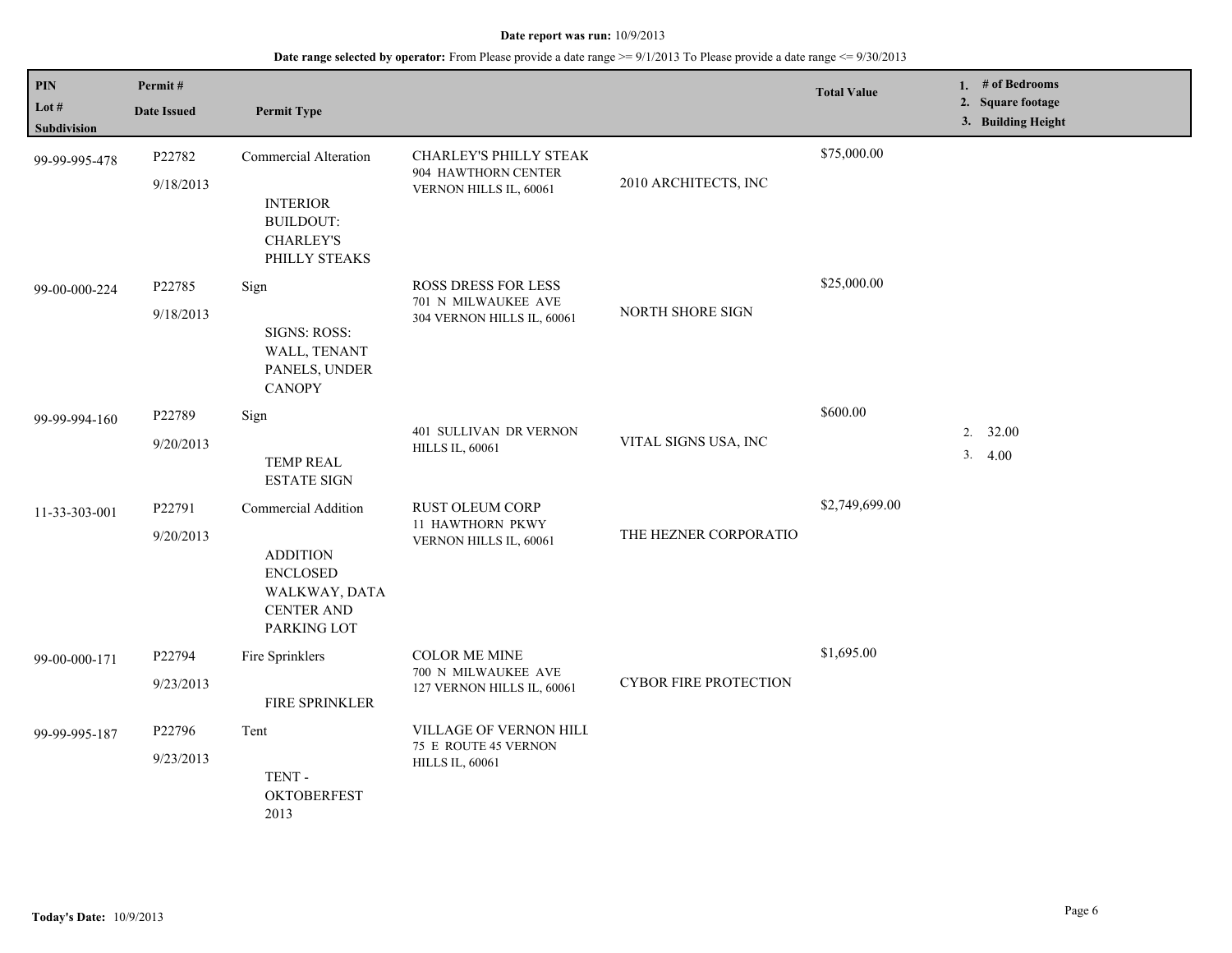**Date report was run:** 10/9/2013

**Date range selected by operator:** From Please provide a date range >= 9/1/2013 To Please provide a date range <= 9/30/2013

| PIN / Lot # / Subdivision | Permit # / Date Issued | Permit Type | | | Total Value | 1. # of Bedrooms 2. Square footage 3. Building Height |
|---|---|---|---|---|---|---|
| 99-99-995-478 | P22782 9/18/2013 | Commercial Alteration INTERIOR BUILDOUT: CHARLEY'S PHILLY STEAKS | CHARLEY'S PHILLY STEAK 904 HAWTHORN CENTER VERNON HILLS IL, 60061 | 2010 ARCHITECTS, INC | $75,000.00 | |
| 99-00-000-224 | P22785 9/18/2013 | Sign SIGNS: ROSS: WALL, TENANT PANELS, UNDER CANOPY | ROSS DRESS FOR LESS 701 N MILWAUKEE AVE 304 VERNON HILLS IL, 60061 | NORTH SHORE SIGN | $25,000.00 | |
| 99-99-994-160 | P22789 9/20/2013 | Sign TEMP REAL ESTATE SIGN | 401 SULLIVAN DR VERNON HILLS IL, 60061 | VITAL SIGNS USA, INC | $600.00 | 2. 32.00 3. 4.00 |
| 11-33-303-001 | P22791 9/20/2013 | Commercial Addition ADDITION ENCLOSED WALKWAY, DATA CENTER AND PARKING LOT | RUST OLEUM CORP 11 HAWTHORN PKWY VERNON HILLS IL, 60061 | THE HEZNER CORPORATIO | $2,749,699.00 | |
| 99-00-000-171 | P22794 9/23/2013 | Fire Sprinklers FIRE SPRINKLER | COLOR ME MINE 700 N MILWAUKEE AVE 127 VERNON HILLS IL, 60061 | CYBOR FIRE PROTECTION | $1,695.00 | |
| 99-99-995-187 | P22796 9/23/2013 | Tent TENT - OKTOBERFEST 2013 | VILLAGE OF VERNON HILL 75 E ROUTE 45 VERNON HILLS IL, 60061 | | | |

**Today's Date:** 10/9/2013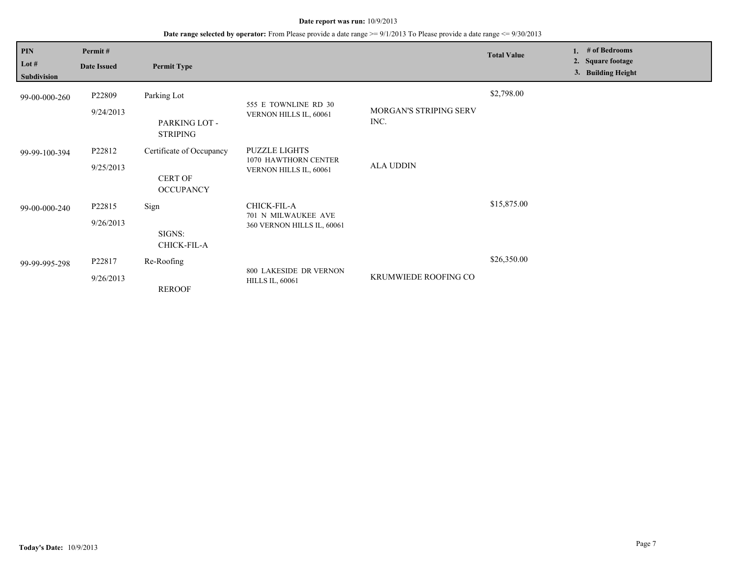**Date report was run:** 10/9/2013

**Date range selected by operator:** From Please provide a date range >= 9/1/2013 To Please provide a date range <= 9/30/2013

| PIN<br>Lot #<br>Subdivision | Permit #<br>Date Issued | Permit Type | | | Total Value | 1. # of Bedrooms<br>2. Square footage<br>3. Building Height |
|---|---|---|---|---|---|---|
| 99-00-000-260 | P22809<br>9/24/2013 | Parking Lot<br>PARKING LOT - STRIPING | 555 E TOWNLINE RD 30 VERNON HILLS IL, 60061 | MORGAN'S STRIPING SERV INC. | $2,798.00 | |
| 99-99-100-394 | P22812<br>9/25/2013 | Certificate of Occupancy<br>CERT OF OCCUPANCY | PUZZLE LIGHTS<br>1070 HAWTHORN CENTER VERNON HILLS IL, 60061 | ALA UDDIN | | |
| 99-00-000-240 | P22815<br>9/26/2013 | Sign<br>SIGNS: CHICK-FIL-A | CHICK-FIL-A<br>701 N MILWAUKEE AVE 360 VERNON HILLS IL, 60061 | | $15,875.00 | |
| 99-99-995-298 | P22817<br>9/26/2013 | Re-Roofing<br>REROOF | 800 LAKESIDE DR VERNON HILLS IL, 60061 | KRUMWIEDE ROOFING CO | $26,350.00 | |

**Today's Date:** 10/9/2013